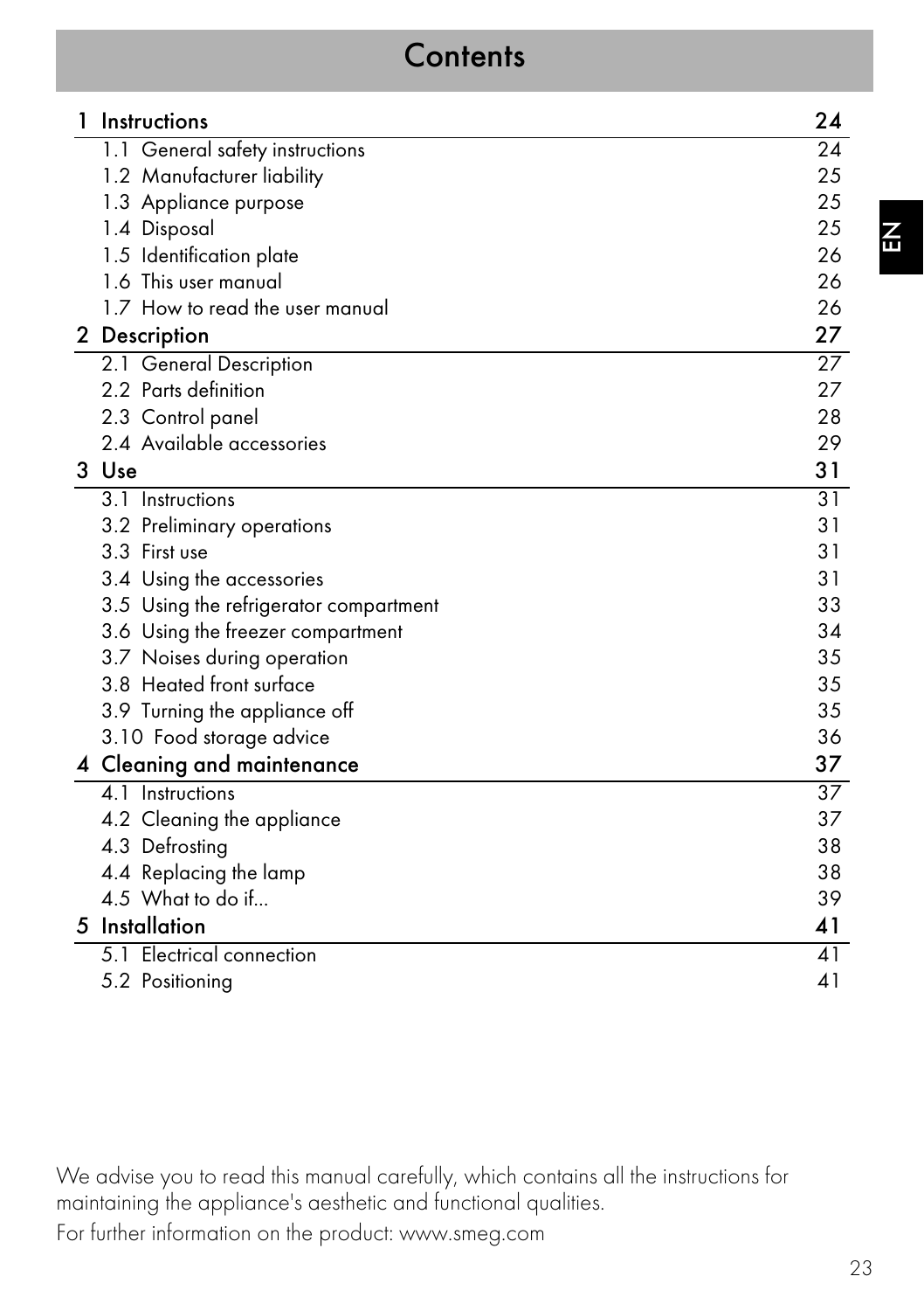# Contents

| | |
|---|---|
| **1 Instructions** | **24** |
| 1.1 General safety instructions | 24 |
| 1.2 Manufacturer liability | 25 |
| 1.3 Appliance purpose | 25 |
| 1.4 Disposal | 25 |
| 1.5 Identification plate | 26 |
| 1.6 This user manual | 26 |
| 1.7 How to read the user manual | 26 |
| **2 Description** | **27** |
| 2.1 General Description | 27 |
| 2.2 Parts definition | 27 |
| 2.3 Control panel | 28 |
| 2.4 Available accessories | 29 |
| **3 Use** | **31** |
| 3.1 Instructions | 31 |
| 3.2 Preliminary operations | 31 |
| 3.3 First use | 31 |
| 3.4 Using the accessories | 31 |
| 3.5 Using the refrigerator compartment | 33 |
| 3.6 Using the freezer compartment | 34 |
| 3.7 Noises during operation | 35 |
| 3.8 Heated front surface | 35 |
| 3.9 Turning the appliance off | 35 |
| 3.10 Food storage advice | 36 |
| **4 Cleaning and maintenance** | **37** |
| 4.1 Instructions | 37 |
| 4.2 Cleaning the appliance | 37 |
| 4.3 Defrosting | 38 |
| 4.4 Replacing the lamp | 38 |
| 4.5 What to do if... | 39 |
| **5 Installation** | **41** |
| 5.1 Electrical connection | 41 |
| 5.2 Positioning | 41 |

We advise you to read this manual carefully, which contains all the instructions for maintaining the appliance's aesthetic and functional qualities.

For further information on the product: www.smeg.com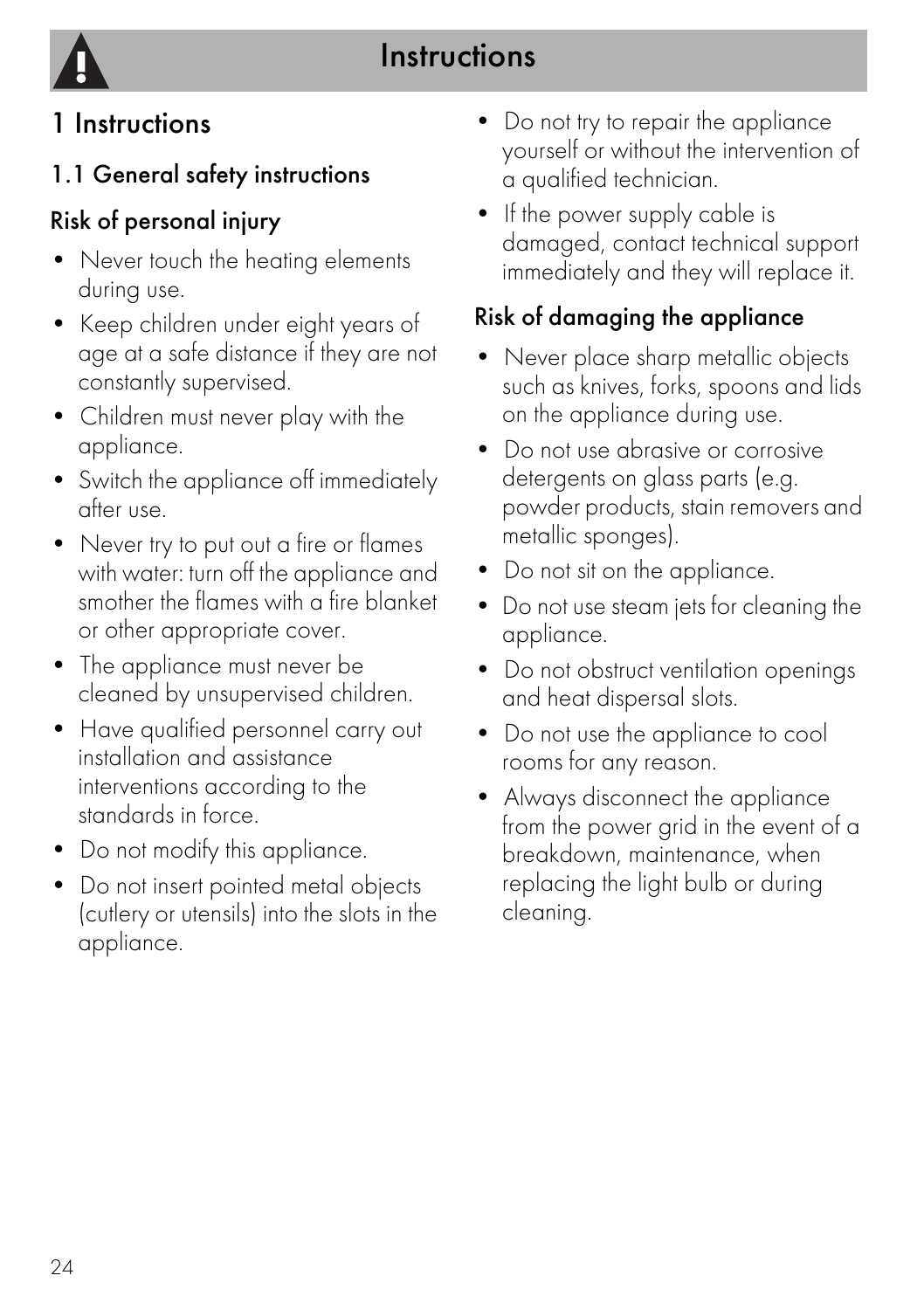# 1 Instructions

## 1.1 General safety instructions

### Risk of personal injury

- Never touch the heating elements during use.
- Keep children under eight years of age at a safe distance if they are not constantly supervised.
- Children must never play with the appliance.
- Switch the appliance off immediately after use.
- Never try to put out a fire or flames with water: turn off the appliance and smother the flames with a fire blanket or other appropriate cover.
- The appliance must never be cleaned by unsupervised children.
- Have qualified personnel carry out installation and assistance interventions according to the standards in force.
- Do not modify this appliance.
- Do not insert pointed metal objects (cutlery or utensils) into the slots in the appliance.
- Do not try to repair the appliance yourself or without the intervention of a qualified technician.
- If the power supply cable is damaged, contact technical support immediately and they will replace it.

### Risk of damaging the appliance

- Never place sharp metallic objects such as knives, forks, spoons and lids on the appliance during use.
- Do not use abrasive or corrosive detergents on glass parts (e.g. powder products, stain removers and metallic sponges).
- Do not sit on the appliance.
- Do not use steam jets for cleaning the appliance.
- Do not obstruct ventilation openings and heat dispersal slots.
- Do not use the appliance to cool rooms for any reason.
- Always disconnect the appliance from the power grid in the event of a breakdown, maintenance, when replacing the light bulb or during cleaning.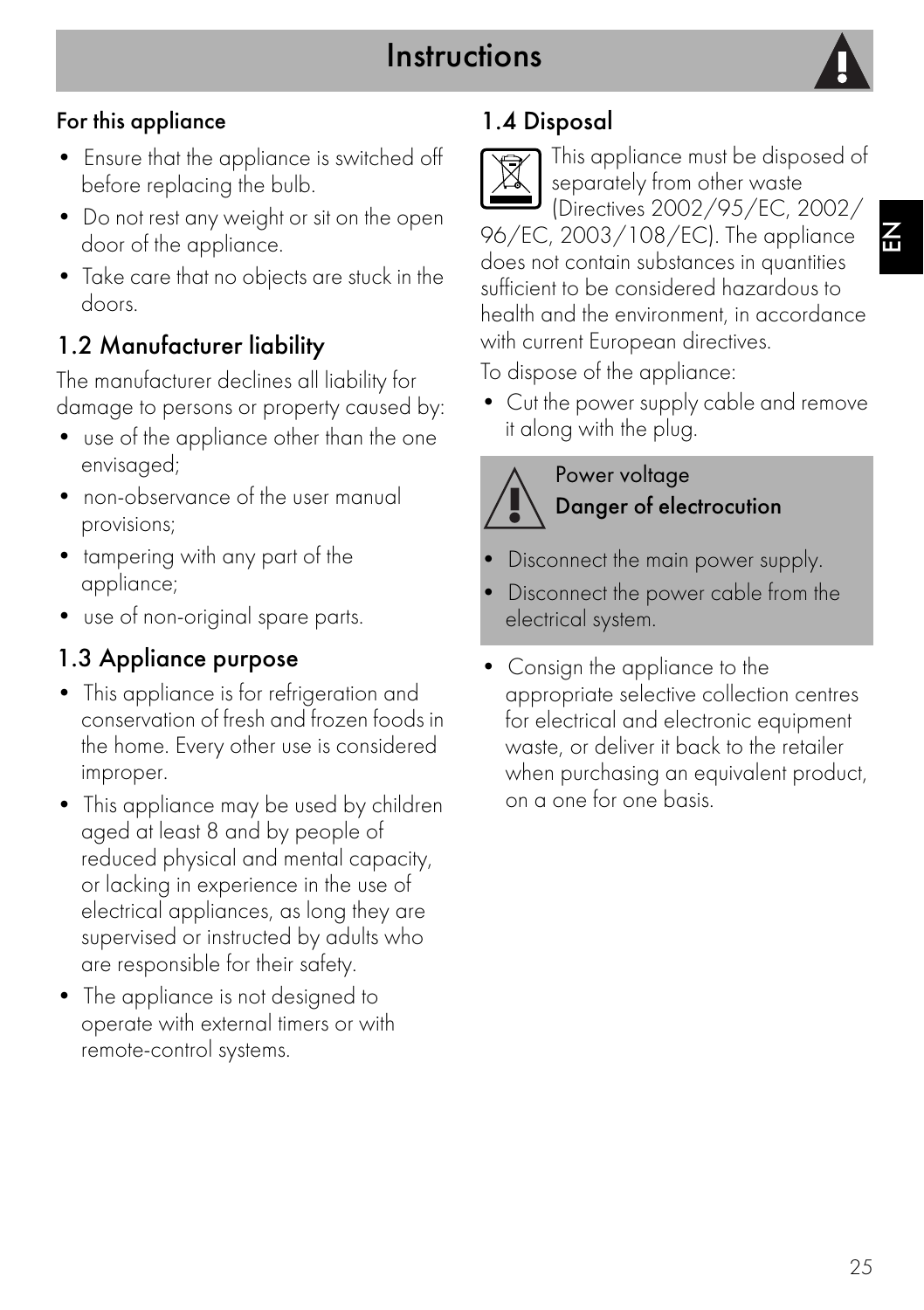### For this appliance

- Ensure that the appliance is switched off before replacing the bulb.
- Do not rest any weight or sit on the open door of the appliance.
- Take care that no objects are stuck in the doors.

## 1.2 Manufacturer liability

The manufacturer declines all liability for damage to persons or property caused by:

- use of the appliance other than the one envisaged;
- non-observance of the user manual provisions;
- tampering with any part of the appliance;
- use of non-original spare parts.

## 1.3 Appliance purpose

- This appliance is for refrigeration and conservation of fresh and frozen foods in the home. Every other use is considered improper.
- This appliance may be used by children aged at least 8 and by people of reduced physical and mental capacity, or lacking in experience in the use of electrical appliances, as long they are supervised or instructed by adults who are responsible for their safety.
- The appliance is not designed to operate with external timers or with remote-control systems.

## 1.4 Disposal

This appliance must be disposed of separately from other waste (Directives 2002/95/EC, 2002/96/EC, 2003/108/EC). The appliance does not contain substances in quantities sufficient to be considered hazardous to health and the environment, in accordance with current European directives.

To dispose of the appliance:

- Cut the power supply cable and remove it along with the plug.

> Power voltage
> **Danger of electrocution**
>
> - Disconnect the main power supply.
> - Disconnect the power cable from the electrical system.

- Consign the appliance to the appropriate selective collection centres for electrical and electronic equipment waste, or deliver it back to the retailer when purchasing an equivalent product, on a one for one basis.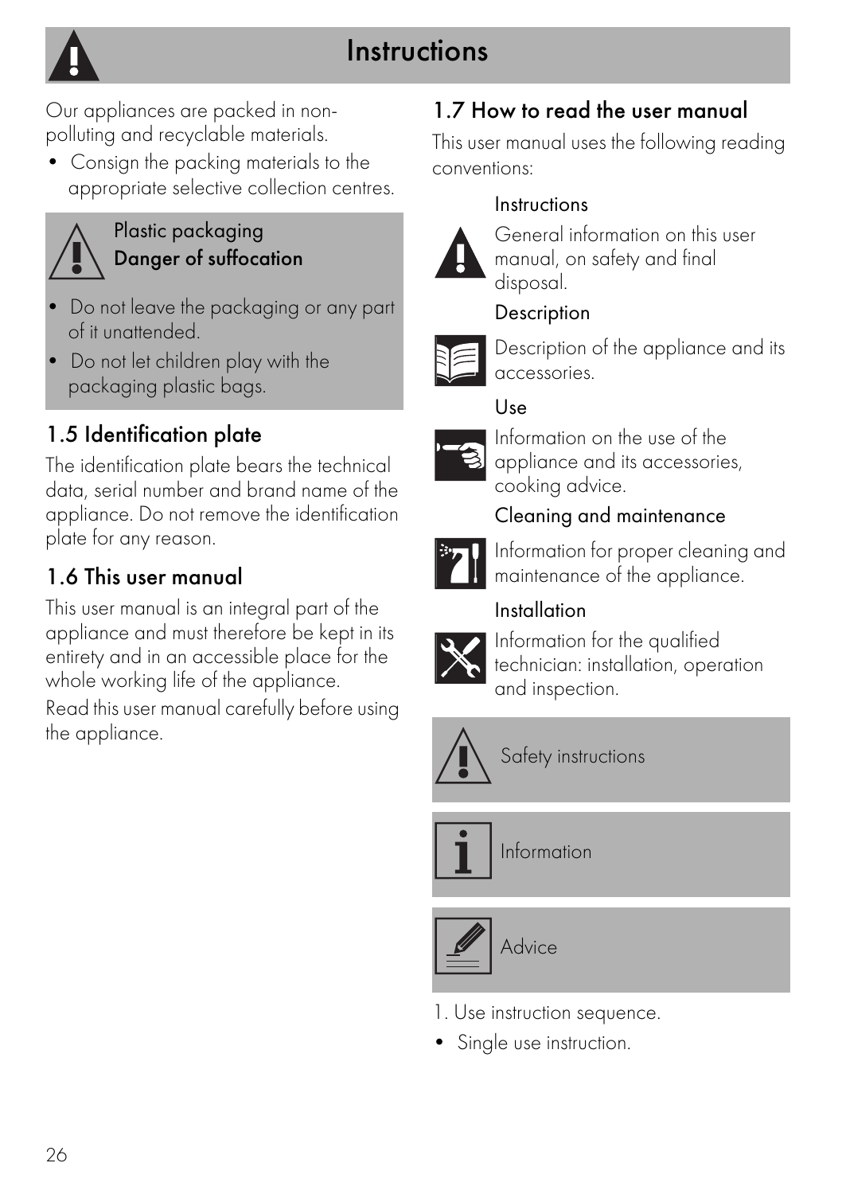# Instructions

Our appliances are packed in non-polluting and recyclable materials.

- Consign the packing materials to the appropriate selective collection centres.

> **Plastic packaging**
> **Danger of suffocation**
>
> - Do not leave the packaging or any part of it unattended.
> - Do not let children play with the packaging plastic bags.

## 1.5 Identification plate

The identification plate bears the technical data, serial number and brand name of the appliance. Do not remove the identification plate for any reason.

## 1.6 This user manual

This user manual is an integral part of the appliance and must therefore be kept in its entirety and in an accessible place for the whole working life of the appliance.

Read this user manual carefully before using the appliance.

## 1.7 How to read the user manual

This user manual uses the following reading conventions:

**Instructions**

General information on this user manual, on safety and final disposal.

**Description**

Description of the appliance and its accessories.

**Use**

Information on the use of the appliance and its accessories, cooking advice.

**Cleaning and maintenance**

Information for proper cleaning and maintenance of the appliance.

**Installation**

Information for the qualified technician: installation, operation and inspection.

> Safety instructions

> Information

> Advice

1. Use instruction sequence.

- Single use instruction.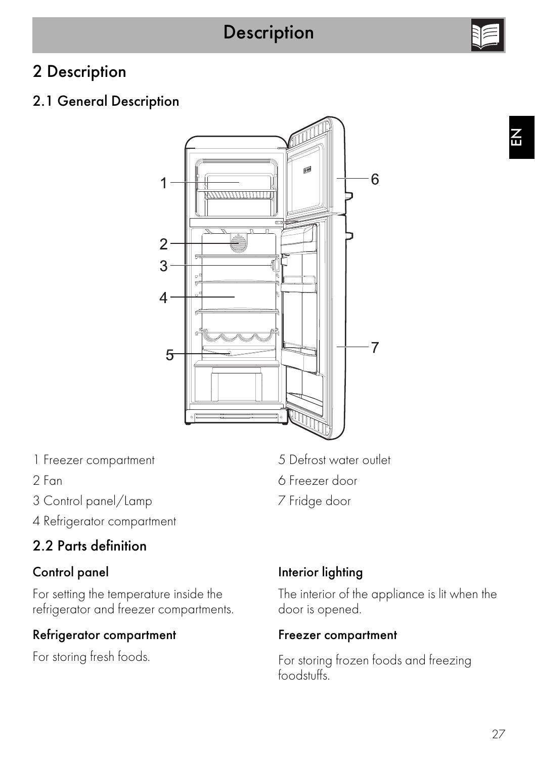# 2 Description

## 2.1 General Description

1 Freezer compartment

2 Fan

3 Control panel/Lamp

4 Refrigerator compartment

5 Defrost water outlet

6 Freezer door

7 Fridge door

## 2.2 Parts definition

### Control panel

For setting the temperature inside the refrigerator and freezer compartments.

### Refrigerator compartment

For storing fresh foods.

### Interior lighting

The interior of the appliance is lit when the door is opened.

### Freezer compartment

For storing frozen foods and freezing foodstuffs.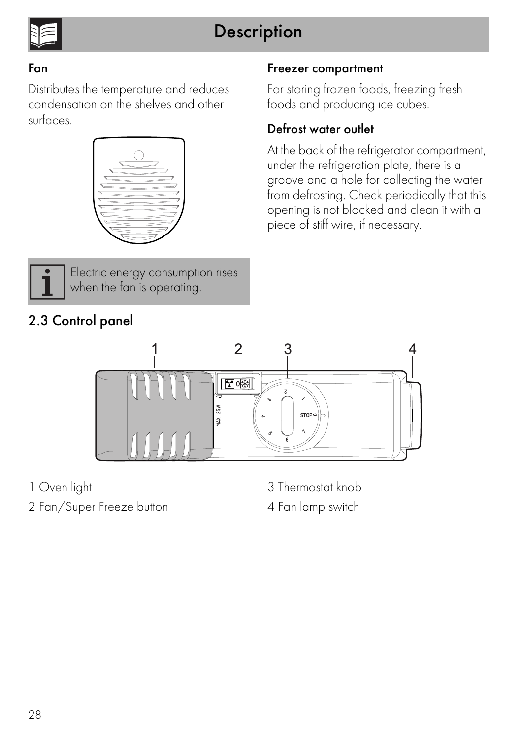# Description

### Fan

Distributes the temperature and reduces condensation on the shelves and other surfaces.

> Electric energy consumption rises when the fan is operating.

### Freezer compartment

For storing frozen foods, freezing fresh foods and producing ice cubes.

### Defrost water outlet

At the back of the refrigerator compartment, under the refrigeration plate, there is a groove and a hole for collecting the water from defrosting. Check periodically that this opening is not blocked and clean it with a piece of stiff wire, if necessary.

## 2.3 Control panel

1 Oven light

2 Fan/Super Freeze button

3 Thermostat knob

4 Fan lamp switch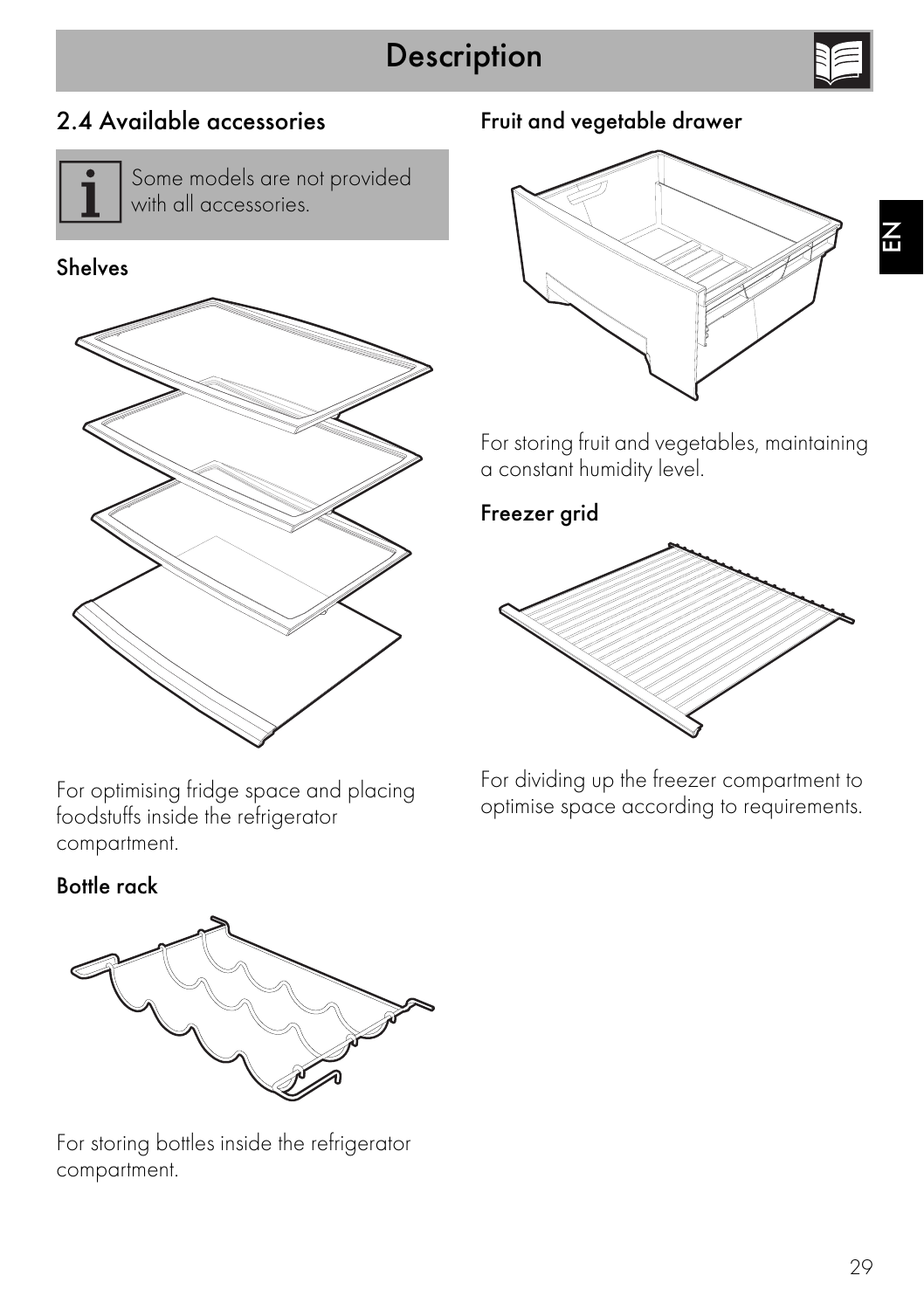## 2.4 Available accessories

Some models are not provided with all accessories.

### Shelves

For optimising fridge space and placing foodstuffs inside the refrigerator compartment.

### Bottle rack

For storing bottles inside the refrigerator compartment.

### Fruit and vegetable drawer

For storing fruit and vegetables, maintaining a constant humidity level.

### Freezer grid

For dividing up the freezer compartment to optimise space according to requirements.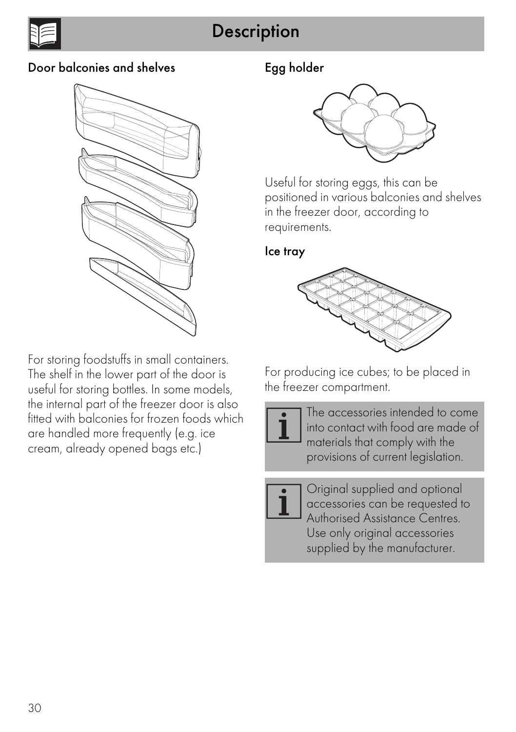# Description

## Door balconies and shelves

For storing foodstuffs in small containers. The shelf in the lower part of the door is useful for storing bottles. In some models, the internal part of the freezer door is also fitted with balconies for frozen foods which are handled more frequently (e.g. ice cream, already opened bags etc.)

## Egg holder

Useful for storing eggs, this can be positioned in various balconies and shelves in the freezer door, according to requirements.

## Ice tray

For producing ice cubes; to be placed in the freezer compartment.

> The accessories intended to come into contact with food are made of materials that comply with the provisions of current legislation.

> Original supplied and optional accessories can be requested to Authorised Assistance Centres. Use only original accessories supplied by the manufacturer.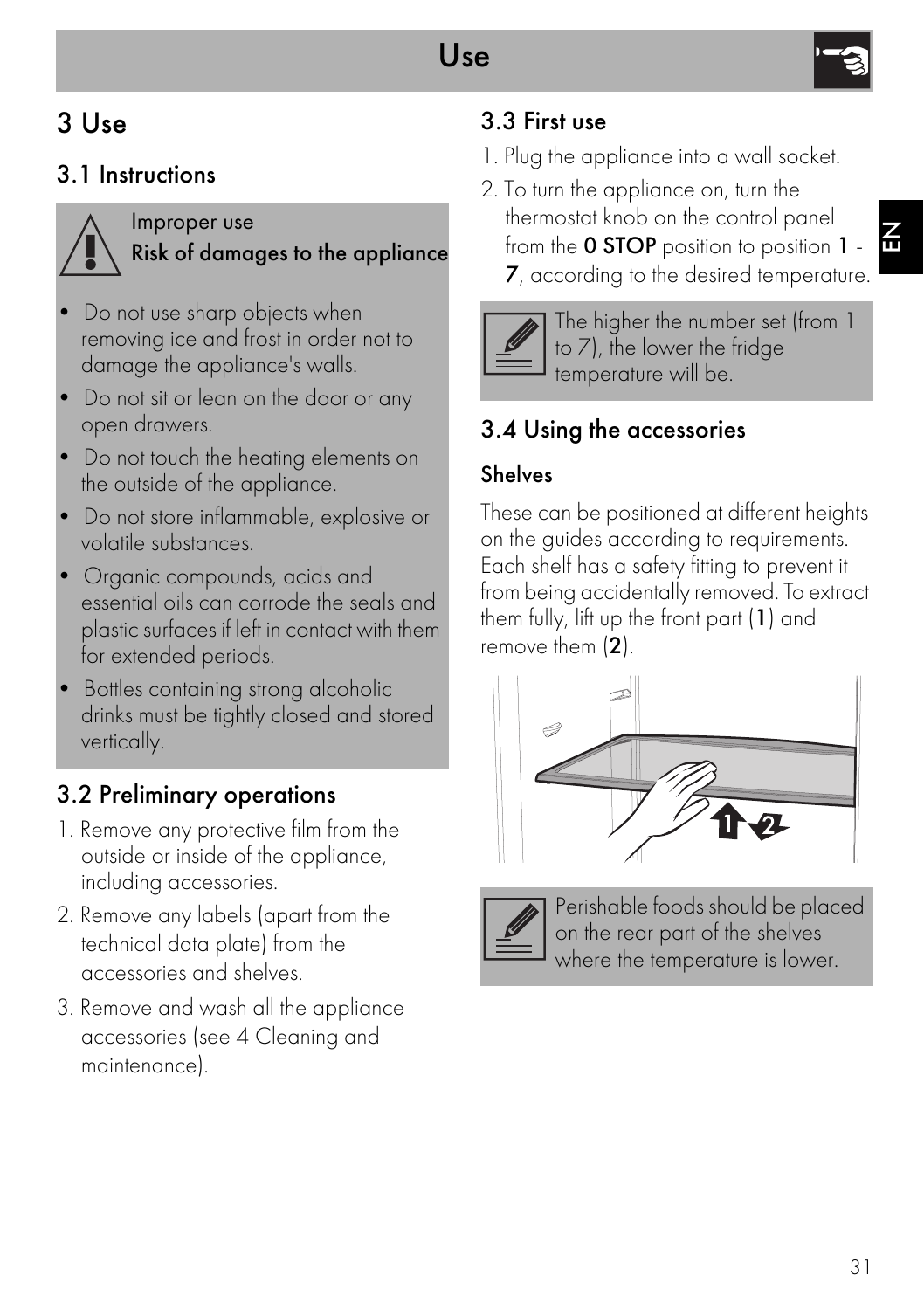# 3 Use

## 3.1 Instructions

Improper use
**Risk of damages to the appliance**

- Do not use sharp objects when removing ice and frost in order not to damage the appliance's walls.
- Do not sit or lean on the door or any open drawers.
- Do not touch the heating elements on the outside of the appliance.
- Do not store inflammable, explosive or volatile substances.
- Organic compounds, acids and essential oils can corrode the seals and plastic surfaces if left in contact with them for extended periods.
- Bottles containing strong alcoholic drinks must be tightly closed and stored vertically.

## 3.2 Preliminary operations

1. Remove any protective film from the outside or inside of the appliance, including accessories.
2. Remove any labels (apart from the technical data plate) from the accessories and shelves.
3. Remove and wash all the appliance accessories (see 4 Cleaning and maintenance).

## 3.3 First use

1. Plug the appliance into a wall socket.
2. To turn the appliance on, turn the thermostat knob on the control panel from the **0 STOP** position to position **1** - **7**, according to the desired temperature.

The higher the number set (from 1 to 7), the lower the fridge temperature will be.

## 3.4 Using the accessories

### Shelves

These can be positioned at different heights on the guides according to requirements. Each shelf has a safety fitting to prevent it from being accidentally removed. To extract them fully, lift up the front part (**1**) and remove them (**2**).

Perishable foods should be placed on the rear part of the shelves where the temperature is lower.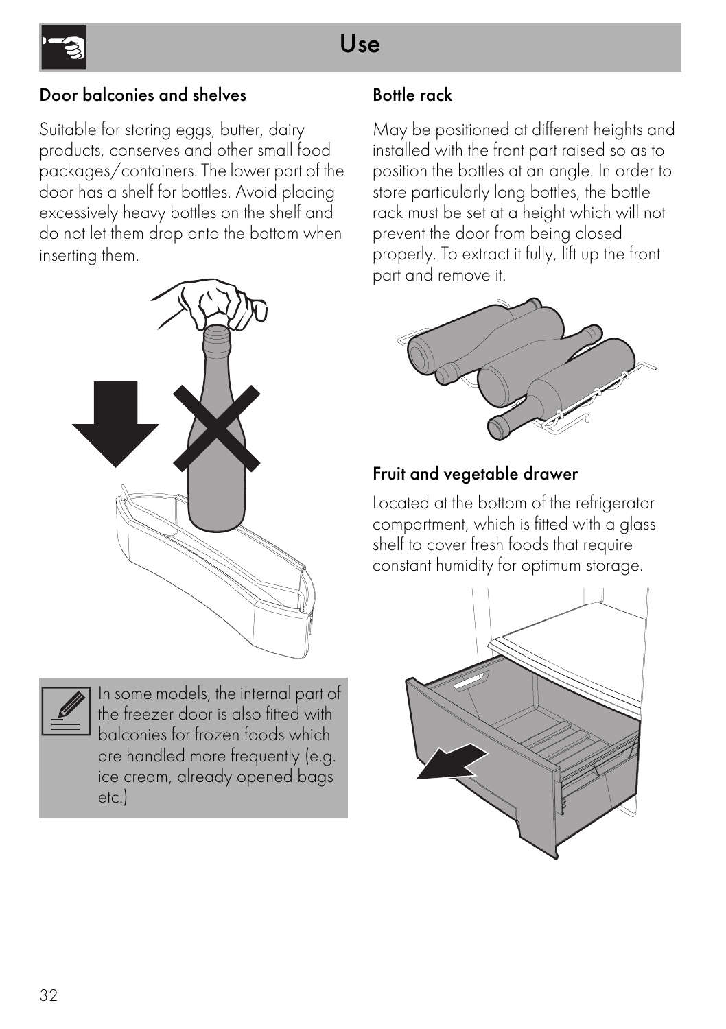# Use

## Door balconies and shelves

Suitable for storing eggs, butter, dairy products, conserves and other small food packages/containers. The lower part of the door has a shelf for bottles. Avoid placing excessively heavy bottles on the shelf and do not let them drop onto the bottom when inserting them.

> In some models, the internal part of the freezer door is also fitted with balconies for frozen foods which are handled more frequently (e.g. ice cream, already opened bags etc.)

## Bottle rack

May be positioned at different heights and installed with the front part raised so as to position the bottles at an angle. In order to store particularly long bottles, the bottle rack must be set at a height which will not prevent the door from being closed properly. To extract it fully, lift up the front part and remove it.

## Fruit and vegetable drawer

Located at the bottom of the refrigerator compartment, which is fitted with a glass shelf to cover fresh foods that require constant humidity for optimum storage.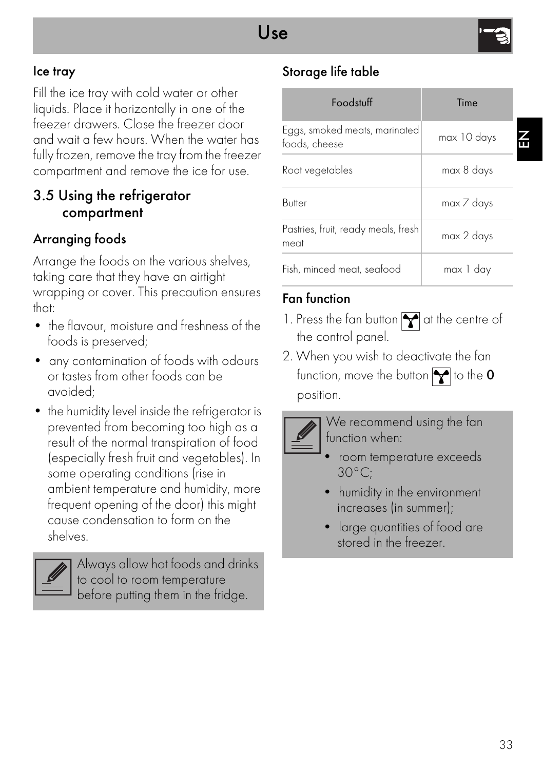## Ice tray

Fill the ice tray with cold water or other liquids. Place it horizontally in one of the freezer drawers. Close the freezer door and wait a few hours. When the water has fully frozen, remove the tray from the freezer compartment and remove the ice for use.

## 3.5 Using the refrigerator compartment

### Arranging foods

Arrange the foods on the various shelves, taking care that they have an airtight wrapping or cover. This precaution ensures that:

- the flavour, moisture and freshness of the foods is preserved;
- any contamination of foods with odours or tastes from other foods can be avoided;
- the humidity level inside the refrigerator is prevented from becoming too high as a result of the normal transpiration of food (especially fresh fruit and vegetables). In some operating conditions (rise in ambient temperature and humidity, more frequent opening of the door) this might cause condensation to form on the shelves.

Always allow hot foods and drinks to cool to room temperature before putting them in the fridge.

### Storage life table

| Foodstuff | Time |
|---|---|
| Eggs, smoked meats, marinated foods, cheese | max 10 days |
| Root vegetables | max 8 days |
| Butter | max 7 days |
| Pastries, fruit, ready meals, fresh meat | max 2 days |
| Fish, minced meat, seafood | max 1 day |

### Fan function

1. Press the fan button at the centre of the control panel.
2. When you wish to deactivate the fan function, move the button to the **0** position.

We recommend using the fan function when:

- room temperature exceeds 30°C;
- humidity in the environment increases (in summer);
- large quantities of food are stored in the freezer.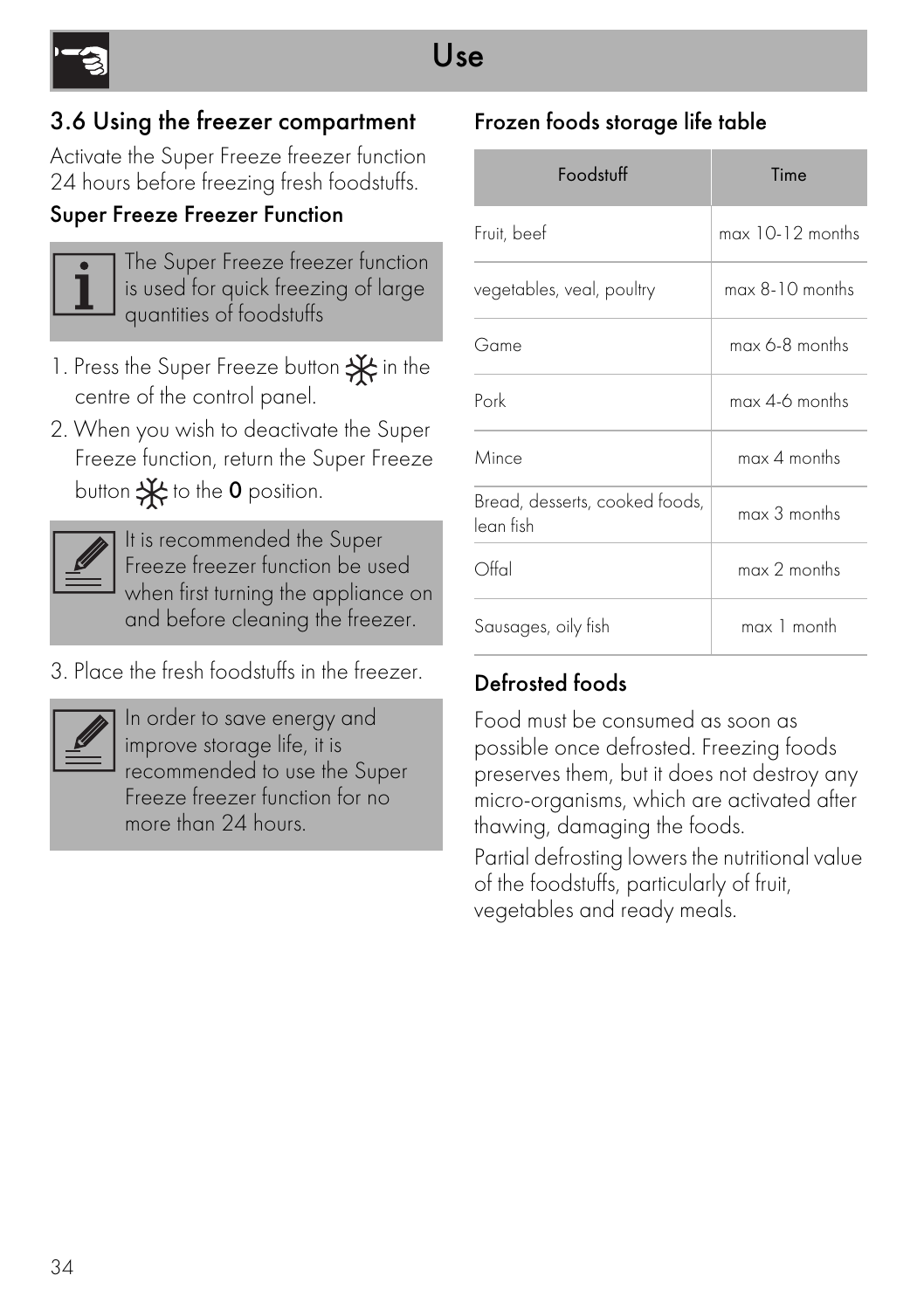## 3.6 Using the freezer compartment

Activate the Super Freeze freezer function 24 hours before freezing fresh foodstuffs.

### Super Freeze Freezer Function

> The Super Freeze freezer function is used for quick freezing of large quantities of foodstuffs

1. Press the Super Freeze button ❄ in the centre of the control panel.
2. When you wish to deactivate the Super Freeze function, return the Super Freeze button ❄ to the **0** position.

> It is recommended the Super Freeze freezer function be used when first turning the appliance on and before cleaning the freezer.

3. Place the fresh foodstuffs in the freezer.

> In order to save energy and improve storage life, it is recommended to use the Super Freeze freezer function for no more than 24 hours.

### Frozen foods storage life table

| Foodstuff | Time |
|---|---|
| Fruit, beef | max 10-12 months |
| vegetables, veal, poultry | max 8-10 months |
| Game | max 6-8 months |
| Pork | max 4-6 months |
| Mince | max 4 months |
| Bread, desserts, cooked foods, lean fish | max 3 months |
| Offal | max 2 months |
| Sausages, oily fish | max 1 month |

### Defrosted foods

Food must be consumed as soon as possible once defrosted. Freezing foods preserves them, but it does not destroy any micro-organisms, which are activated after thawing, damaging the foods.

Partial defrosting lowers the nutritional value of the foodstuffs, particularly of fruit, vegetables and ready meals.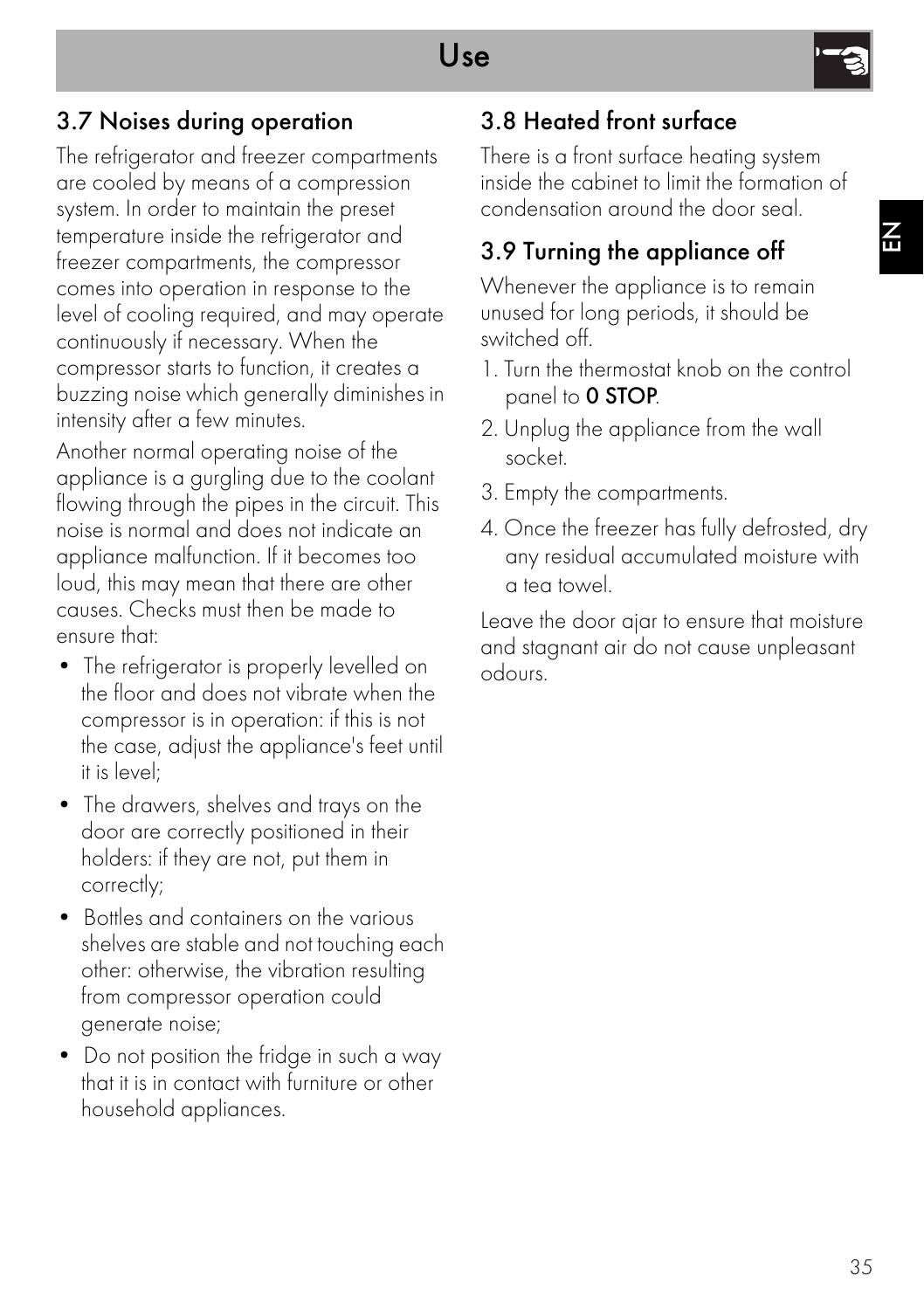## 3.7 Noises during operation

The refrigerator and freezer compartments are cooled by means of a compression system. In order to maintain the preset temperature inside the refrigerator and freezer compartments, the compressor comes into operation in response to the level of cooling required, and may operate continuously if necessary. When the compressor starts to function, it creates a buzzing noise which generally diminishes in intensity after a few minutes.

Another normal operating noise of the appliance is a gurgling due to the coolant flowing through the pipes in the circuit. This noise is normal and does not indicate an appliance malfunction. If it becomes too loud, this may mean that there are other causes. Checks must then be made to ensure that:

- The refrigerator is properly levelled on the floor and does not vibrate when the compressor is in operation: if this is not the case, adjust the appliance's feet until it is level;
- The drawers, shelves and trays on the door are correctly positioned in their holders: if they are not, put them in correctly;
- Bottles and containers on the various shelves are stable and not touching each other: otherwise, the vibration resulting from compressor operation could generate noise;
- Do not position the fridge in such a way that it is in contact with furniture or other household appliances.

## 3.8 Heated front surface

There is a front surface heating system inside the cabinet to limit the formation of condensation around the door seal.

## 3.9 Turning the appliance off

Whenever the appliance is to remain unused for long periods, it should be switched off.

1. Turn the thermostat knob on the control panel to **0 STOP**.
2. Unplug the appliance from the wall socket.
3. Empty the compartments.
4. Once the freezer has fully defrosted, dry any residual accumulated moisture with a tea towel.

Leave the door ajar to ensure that moisture and stagnant air do not cause unpleasant odours.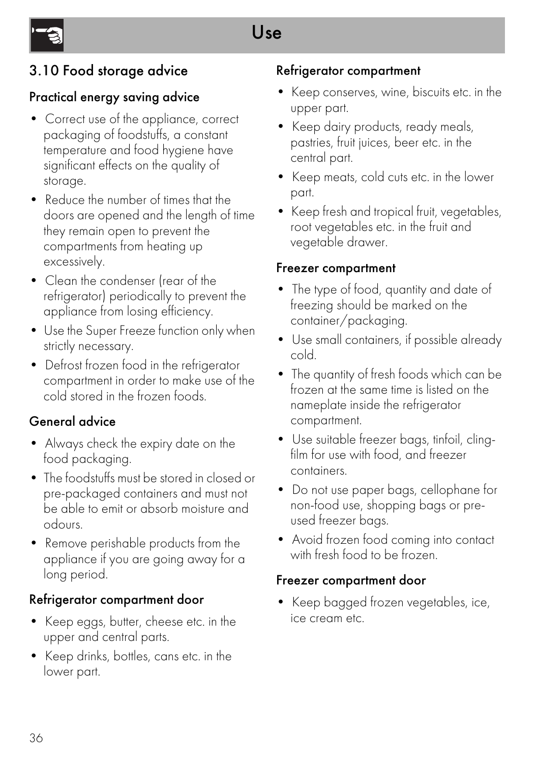# Use

## 3.10 Food storage advice

### Practical energy saving advice

- Correct use of the appliance, correct packaging of foodstuffs, a constant temperature and food hygiene have significant effects on the quality of storage.
- Reduce the number of times that the doors are opened and the length of time they remain open to prevent the compartments from heating up excessively.
- Clean the condenser (rear of the refrigerator) periodically to prevent the appliance from losing efficiency.
- Use the Super Freeze function only when strictly necessary.
- Defrost frozen food in the refrigerator compartment in order to make use of the cold stored in the frozen foods.

### General advice

- Always check the expiry date on the food packaging.
- The foodstuffs must be stored in closed or pre-packaged containers and must not be able to emit or absorb moisture and odours.
- Remove perishable products from the appliance if you are going away for a long period.

### Refrigerator compartment door

- Keep eggs, butter, cheese etc. in the upper and central parts.
- Keep drinks, bottles, cans etc. in the lower part.

### Refrigerator compartment

- Keep conserves, wine, biscuits etc. in the upper part.
- Keep dairy products, ready meals, pastries, fruit juices, beer etc. in the central part.
- Keep meats, cold cuts etc. in the lower part.
- Keep fresh and tropical fruit, vegetables, root vegetables etc. in the fruit and vegetable drawer.

### Freezer compartment

- The type of food, quantity and date of freezing should be marked on the container/packaging.
- Use small containers, if possible already cold.
- The quantity of fresh foods which can be frozen at the same time is listed on the nameplate inside the refrigerator compartment.
- Use suitable freezer bags, tinfoil, cling-film for use with food, and freezer containers.
- Do not use paper bags, cellophane for non-food use, shopping bags or pre-used freezer bags.
- Avoid frozen food coming into contact with fresh food to be frozen.

### Freezer compartment door

- Keep bagged frozen vegetables, ice, ice cream etc.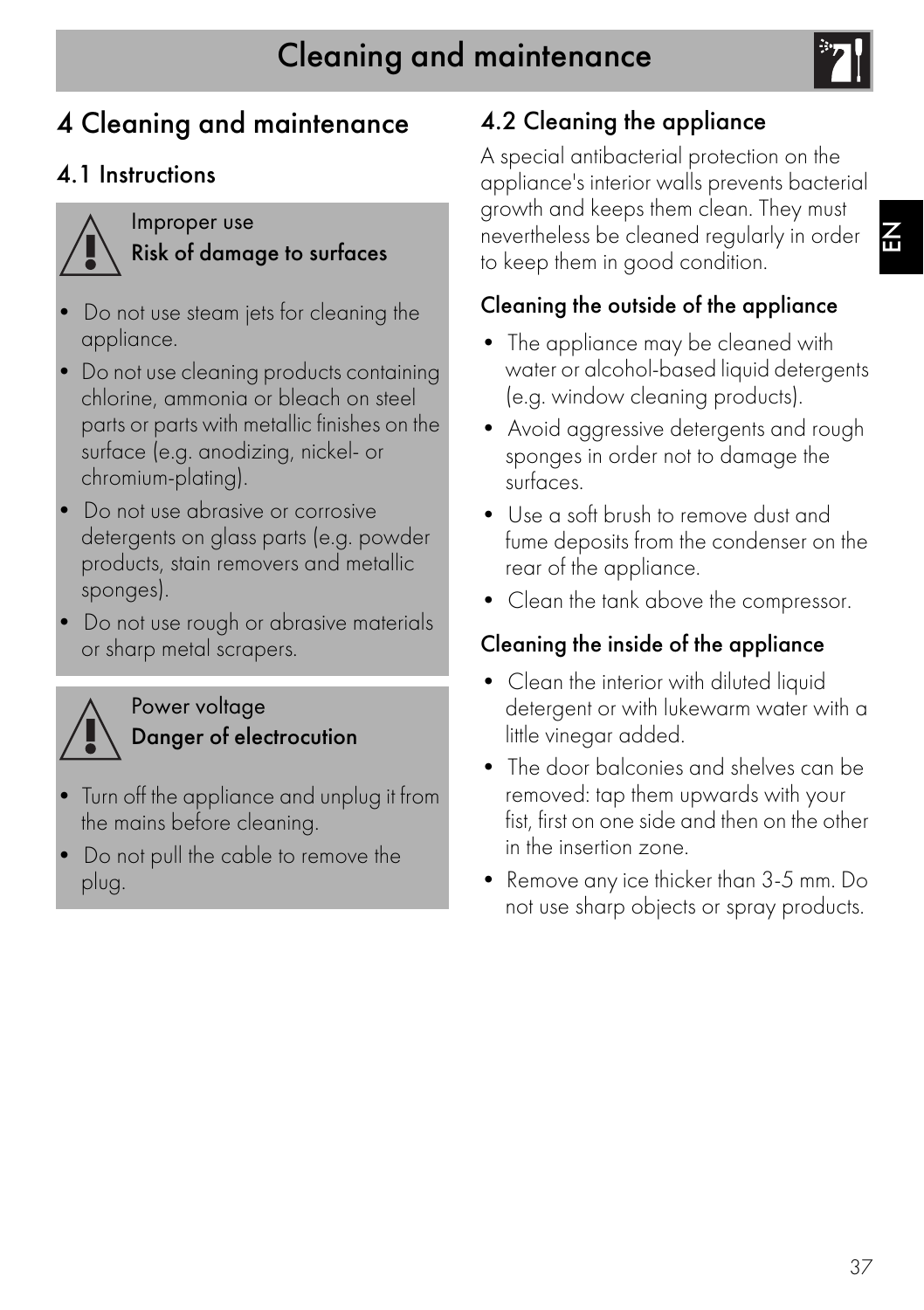# 4 Cleaning and maintenance

## 4.1 Instructions

Improper use
**Risk of damage to surfaces**

- Do not use steam jets for cleaning the appliance.
- Do not use cleaning products containing chlorine, ammonia or bleach on steel parts or parts with metallic finishes on the surface (e.g. anodizing, nickel- or chromium-plating).
- Do not use abrasive or corrosive detergents on glass parts (e.g. powder products, stain removers and metallic sponges).
- Do not use rough or abrasive materials or sharp metal scrapers.

Power voltage
**Danger of electrocution**

- Turn off the appliance and unplug it from the mains before cleaning.
- Do not pull the cable to remove the plug.

## 4.2 Cleaning the appliance

A special antibacterial protection on the appliance's interior walls prevents bacterial growth and keeps them clean. They must nevertheless be cleaned regularly in order to keep them in good condition.

### Cleaning the outside of the appliance

- The appliance may be cleaned with water or alcohol-based liquid detergents (e.g. window cleaning products).
- Avoid aggressive detergents and rough sponges in order not to damage the surfaces.
- Use a soft brush to remove dust and fume deposits from the condenser on the rear of the appliance.
- Clean the tank above the compressor.

### Cleaning the inside of the appliance

- Clean the interior with diluted liquid detergent or with lukewarm water with a little vinegar added.
- The door balconies and shelves can be removed: tap them upwards with your fist, first on one side and then on the other in the insertion zone.
- Remove any ice thicker than 3-5 mm. Do not use sharp objects or spray products.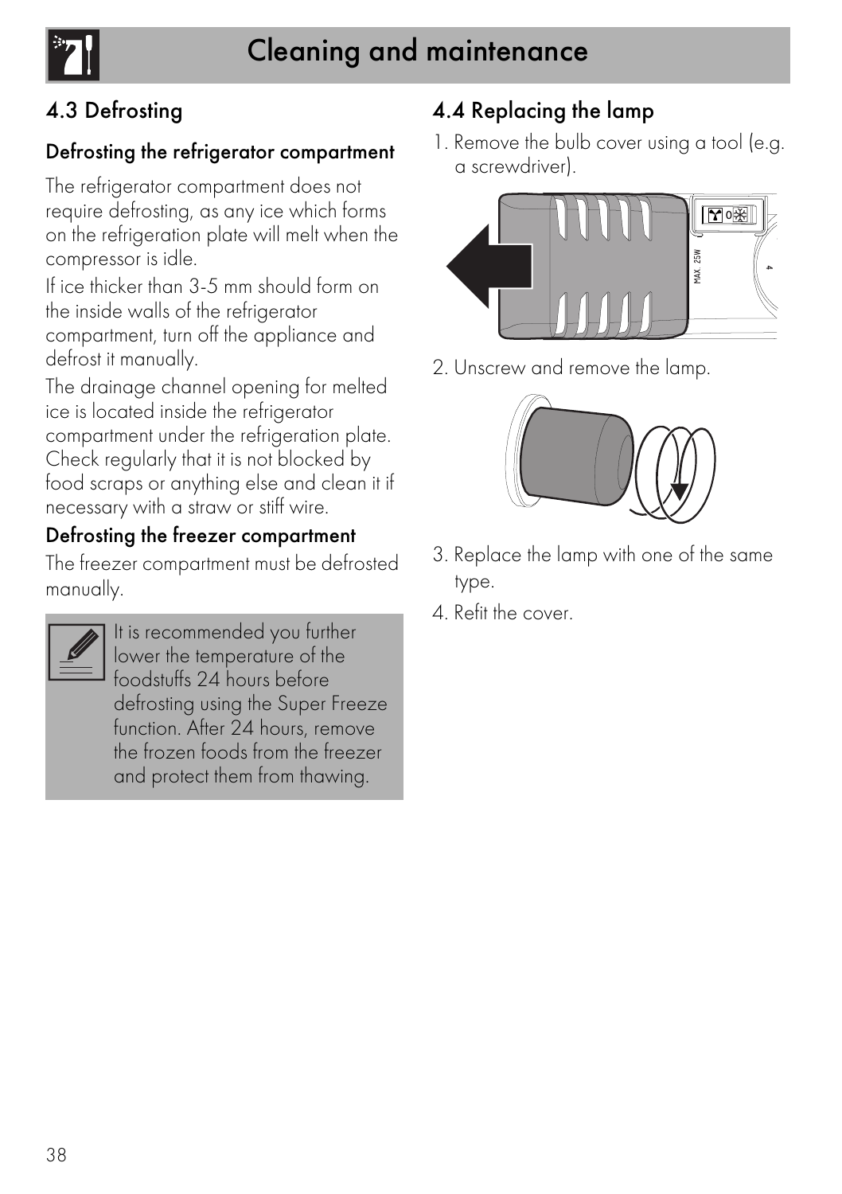# Cleaning and maintenance

## 4.3 Defrosting

### Defrosting the refrigerator compartment

The refrigerator compartment does not require defrosting, as any ice which forms on the refrigeration plate will melt when the compressor is idle.

If ice thicker than 3-5 mm should form on the inside walls of the refrigerator compartment, turn off the appliance and defrost it manually.

The drainage channel opening for melted ice is located inside the refrigerator compartment under the refrigeration plate. Check regularly that it is not blocked by food scraps or anything else and clean it if necessary with a straw or stiff wire.

### Defrosting the freezer compartment

The freezer compartment must be defrosted manually.

> It is recommended you further lower the temperature of the foodstuffs 24 hours before defrosting using the Super Freeze function. After 24 hours, remove the frozen foods from the freezer and protect them from thawing.

## 4.4 Replacing the lamp

1. Remove the bulb cover using a tool (e.g. a screwdriver).
2. Unscrew and remove the lamp.
3. Replace the lamp with one of the same type.
4. Refit the cover.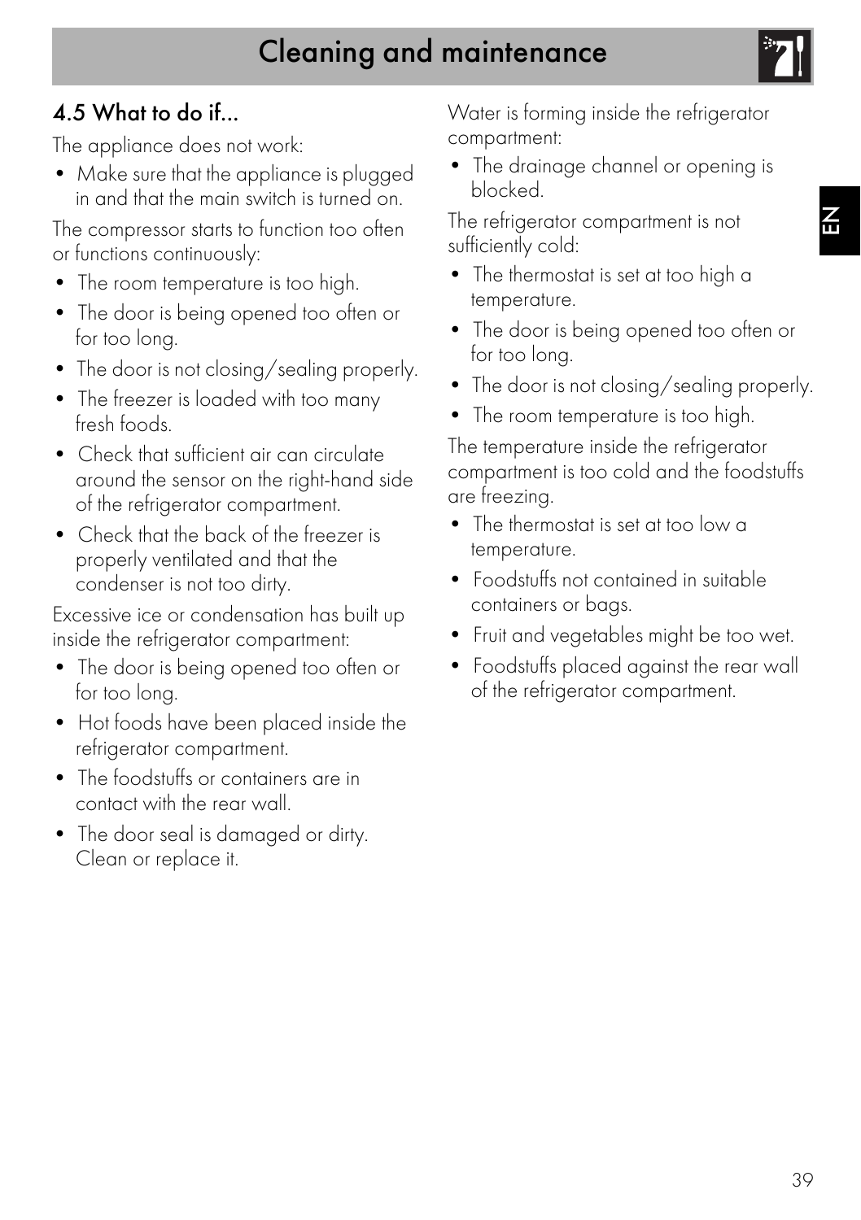## 4.5 What to do if...

The appliance does not work:

- Make sure that the appliance is plugged in and that the main switch is turned on.

The compressor starts to function too often or functions continuously:

- The room temperature is too high.
- The door is being opened too often or for too long.
- The door is not closing/sealing properly.
- The freezer is loaded with too many fresh foods.
- Check that sufficient air can circulate around the sensor on the right-hand side of the refrigerator compartment.
- Check that the back of the freezer is properly ventilated and that the condenser is not too dirty.

Excessive ice or condensation has built up inside the refrigerator compartment:

- The door is being opened too often or for too long.
- Hot foods have been placed inside the refrigerator compartment.
- The foodstuffs or containers are in contact with the rear wall.
- The door seal is damaged or dirty. Clean or replace it.

Water is forming inside the refrigerator compartment:

- The drainage channel or opening is blocked.

The refrigerator compartment is not sufficiently cold:

- The thermostat is set at too high a temperature.
- The door is being opened too often or for too long.
- The door is not closing/sealing properly.
- The room temperature is too high.

The temperature inside the refrigerator compartment is too cold and the foodstuffs are freezing.

- The thermostat is set at too low a temperature.
- Foodstuffs not contained in suitable containers or bags.
- Fruit and vegetables might be too wet.
- Foodstuffs placed against the rear wall of the refrigerator compartment.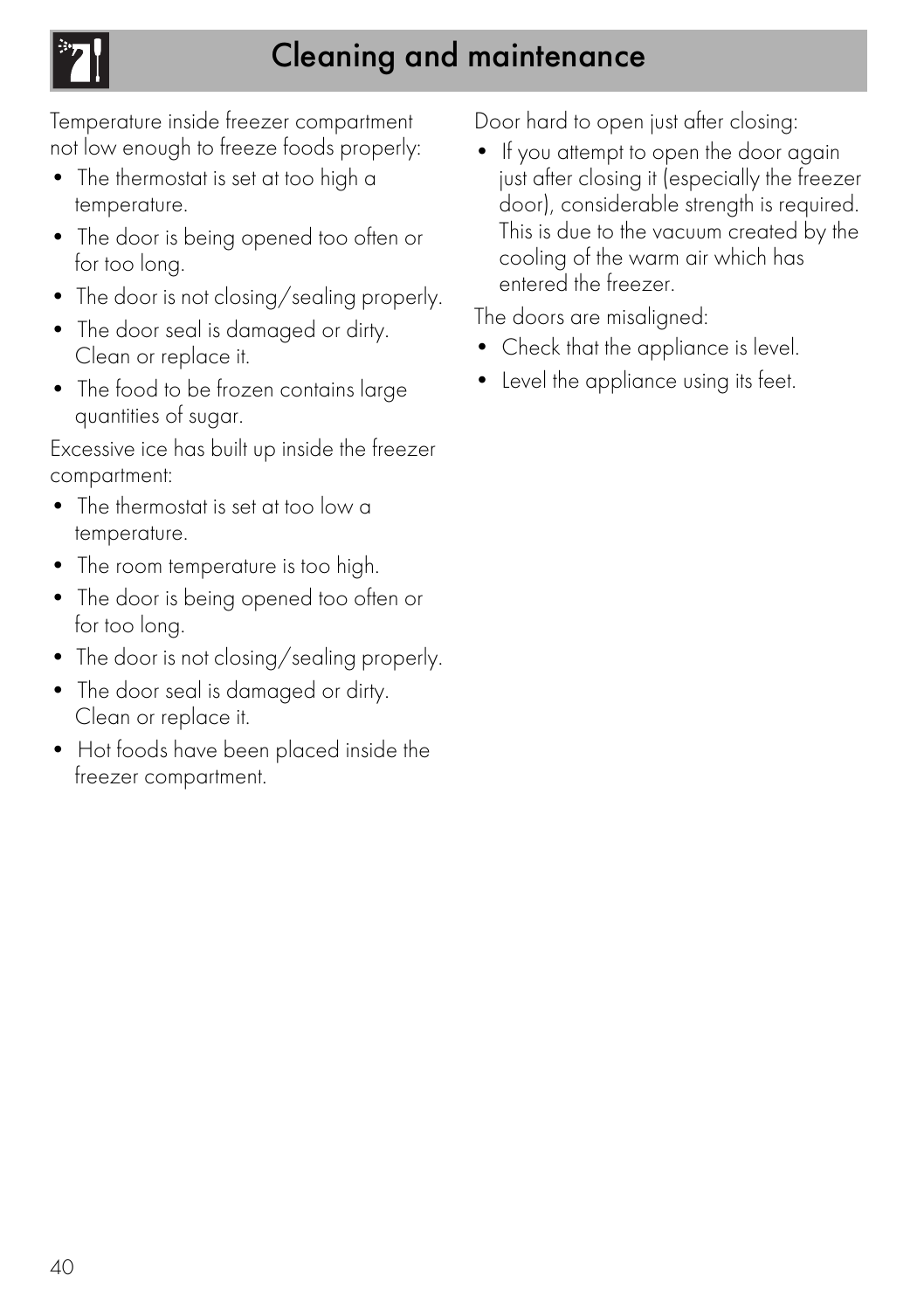# Cleaning and maintenance

Temperature inside freezer compartment not low enough to freeze foods properly:

- The thermostat is set at too high a temperature.
- The door is being opened too often or for too long.
- The door is not closing/sealing properly.
- The door seal is damaged or dirty. Clean or replace it.
- The food to be frozen contains large quantities of sugar.

Excessive ice has built up inside the freezer compartment:

- The thermostat is set at too low a temperature.
- The room temperature is too high.
- The door is being opened too often or for too long.
- The door is not closing/sealing properly.
- The door seal is damaged or dirty. Clean or replace it.
- Hot foods have been placed inside the freezer compartment.

Door hard to open just after closing:

- If you attempt to open the door again just after closing it (especially the freezer door), considerable strength is required. This is due to the vacuum created by the cooling of the warm air which has entered the freezer.

The doors are misaligned:

- Check that the appliance is level.
- Level the appliance using its feet.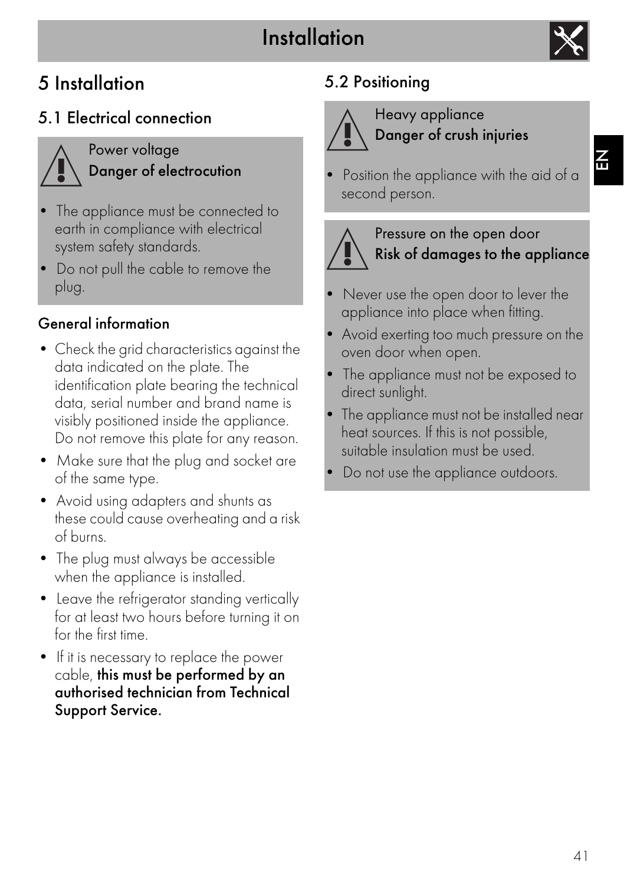# 5 Installation

## 5.1 Electrical connection

> Power voltage
> **Danger of electrocution**
>
> - The appliance must be connected to earth in compliance with electrical system safety standards.
> - Do not pull the cable to remove the plug.

### General information

- Check the grid characteristics against the data indicated on the plate. The identification plate bearing the technical data, serial number and brand name is visibly positioned inside the appliance. Do not remove this plate for any reason.
- Make sure that the plug and socket are of the same type.
- Avoid using adapters and shunts as these could cause overheating and a risk of burns.
- The plug must always be accessible when the appliance is installed.
- Leave the refrigerator standing vertically for at least two hours before turning it on for the first time.
- If it is necessary to replace the power cable, **this must be performed by an authorised technician from Technical Support Service.**

## 5.2 Positioning

> Heavy appliance
> **Danger of crush injuries**
>
> - Position the appliance with the aid of a second person.

> Pressure on the open door
> **Risk of damages to the appliance**
>
> - Never use the open door to lever the appliance into place when fitting.
> - Avoid exerting too much pressure on the oven door when open.
> - The appliance must not be exposed to direct sunlight.
> - The appliance must not be installed near heat sources. If this is not possible, suitable insulation must be used.
> - Do not use the appliance outdoors.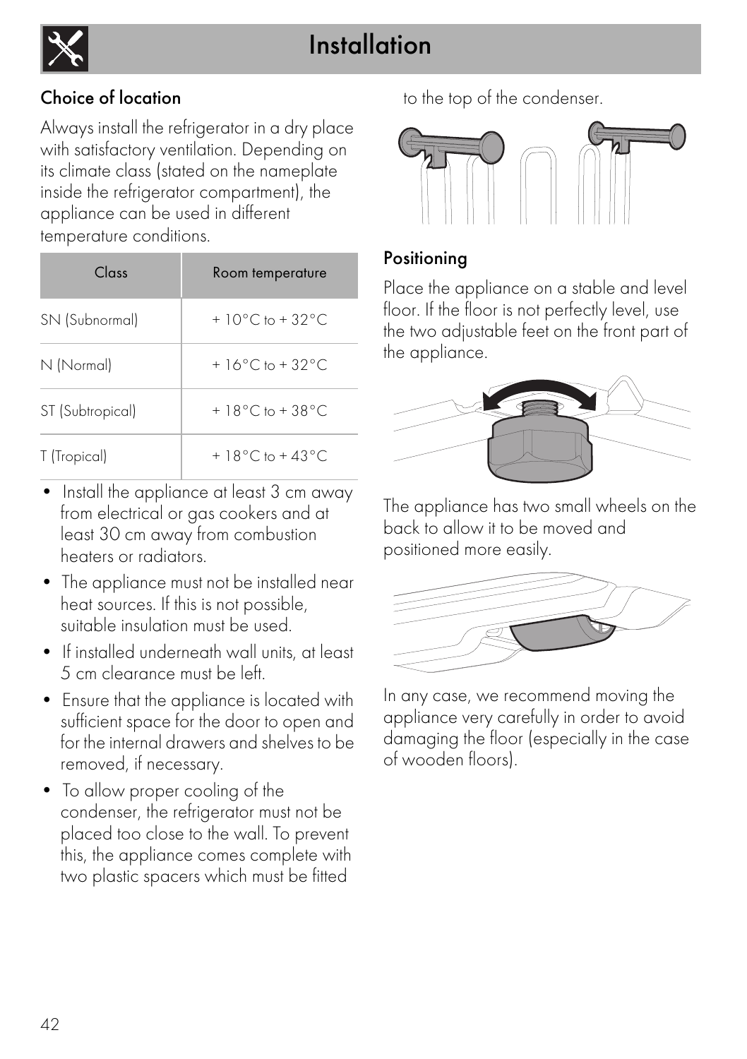# Installation

## Choice of location

Always install the refrigerator in a dry place with satisfactory ventilation. Depending on its climate class (stated on the nameplate inside the refrigerator compartment), the appliance can be used in different temperature conditions.

| Class | Room temperature |
|---|---|
| SN (Subnormal) | + 10°C to + 32°C |
| N (Normal) | + 16°C to + 32°C |
| ST (Subtropical) | + 18°C to + 38°C |
| T (Tropical) | + 18°C to + 43°C |

- Install the appliance at least 3 cm away from electrical or gas cookers and at least 30 cm away from combustion heaters or radiators.
- The appliance must not be installed near heat sources. If this is not possible, suitable insulation must be used.
- If installed underneath wall units, at least 5 cm clearance must be left.
- Ensure that the appliance is located with sufficient space for the door to open and for the internal drawers and shelves to be removed, if necessary.
- To allow proper cooling of the condenser, the refrigerator must not be placed too close to the wall. To prevent this, the appliance comes complete with two plastic spacers which must be fitted to the top of the condenser.

## Positioning

Place the appliance on a stable and level floor. If the floor is not perfectly level, use the two adjustable feet on the front part of the appliance.

The appliance has two small wheels on the back to allow it to be moved and positioned more easily.

In any case, we recommend moving the appliance very carefully in order to avoid damaging the floor (especially in the case of wooden floors).